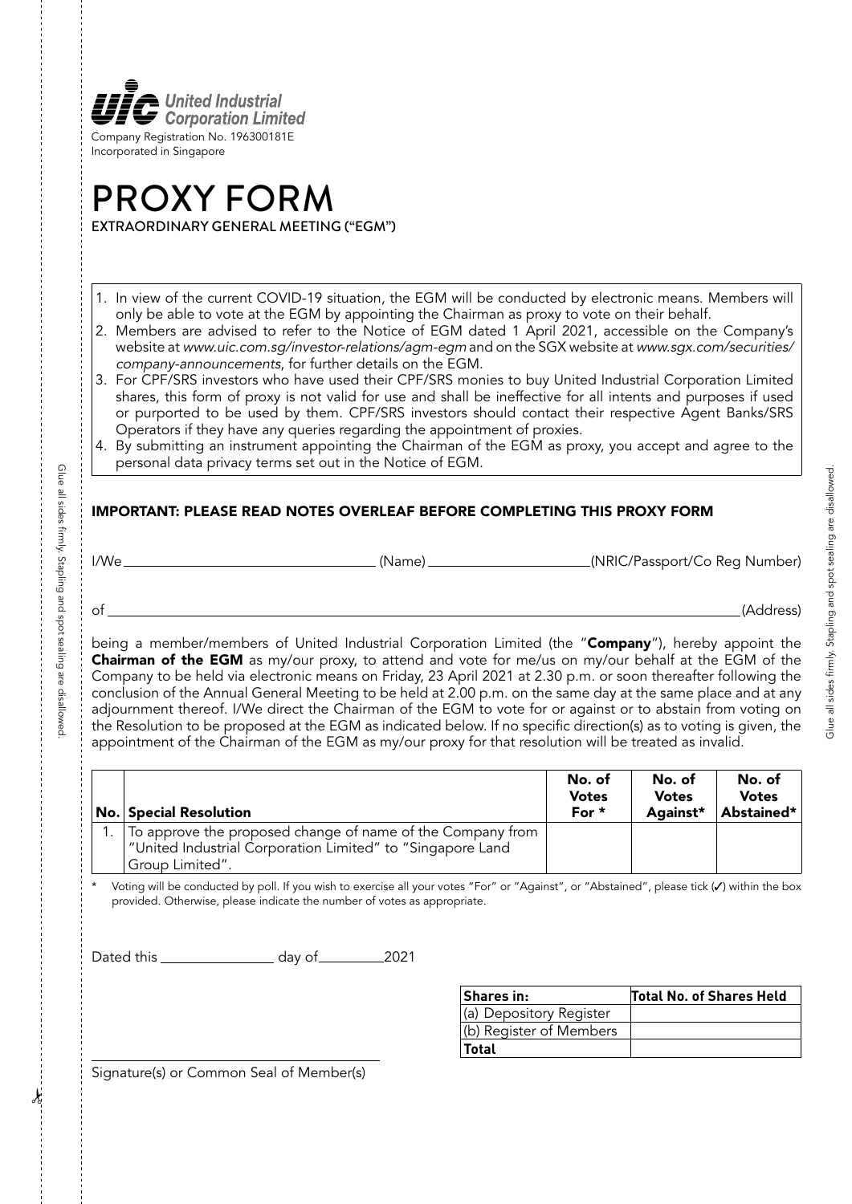**United Industrial Corporation Limited**

Company Registration No. 196300181E
Incorporated in Singapore

# PROXY FORM

EXTRAORDINARY GENERAL MEETING ("EGM")

1. In view of the current COVID-19 situation, the EGM will be conducted by electronic means. Members will only be able to vote at the EGM by appointing the Chairman as proxy to vote on their behalf.
2. Members are advised to refer to the Notice of EGM dated 1 April 2021, accessible on the Company's website at *www.uic.com.sg/investor-relations/agm-egm* and on the SGX website at *www.sgx.com/securities/company-announcements*, for further details on the EGM.
3. For CPF/SRS investors who have used their CPF/SRS monies to buy United Industrial Corporation Limited shares, this form of proxy is not valid for use and shall be ineffective for all intents and purposes if used or purported to be used by them. CPF/SRS investors should contact their respective Agent Banks/SRS Operators if they have any queries regarding the appointment of proxies.
4. By submitting an instrument appointing the Chairman of the EGM as proxy, you accept and agree to the personal data privacy terms set out in the Notice of EGM.

**IMPORTANT: PLEASE READ NOTES OVERLEAF BEFORE COMPLETING THIS PROXY FORM**

I/We ______________________________ (Name) ______________________ (NRIC/Passport/Co Reg Number)

of ______________________________________________________________________________ (Address)

being a member/members of United Industrial Corporation Limited (the "**Company**"), hereby appoint the **Chairman of the EGM** as my/our proxy, to attend and vote for me/us on my/our behalf at the EGM of the Company to be held via electronic means on Friday, 23 April 2021 at 2.30 p.m. or soon thereafter following the conclusion of the Annual General Meeting to be held at 2.00 p.m. on the same day at the same place and at any adjournment thereof. I/We direct the Chairman of the EGM to vote for or against or to abstain from voting on the Resolution to be proposed at the EGM as indicated below. If no specific direction(s) as to voting is given, the appointment of the Chairman of the EGM as my/our proxy for that resolution will be treated as invalid.

| No. | Special Resolution | No. of Votes For * | No. of Votes Against* | No. of Votes Abstained* |
|---|---|---|---|---|
| 1. | To approve the proposed change of name of the Company from "United Industrial Corporation Limited" to "Singapore Land Group Limited". | | | |

\* Voting will be conducted by poll. If you wish to exercise all your votes "For" or "Against", or "Abstained", please tick (✓) within the box provided. Otherwise, please indicate the number of votes as appropriate.

Dated this ______________ day of _________ 2021

| Shares in: | Total No. of Shares Held |
|---|---|
| (a) Depository Register | |
| (b) Register of Members | |
| **Total** | |

_________________________________________

Signature(s) or Common Seal of Member(s)

Glue all sides firmly. Stapling and spot sealing are disallowed.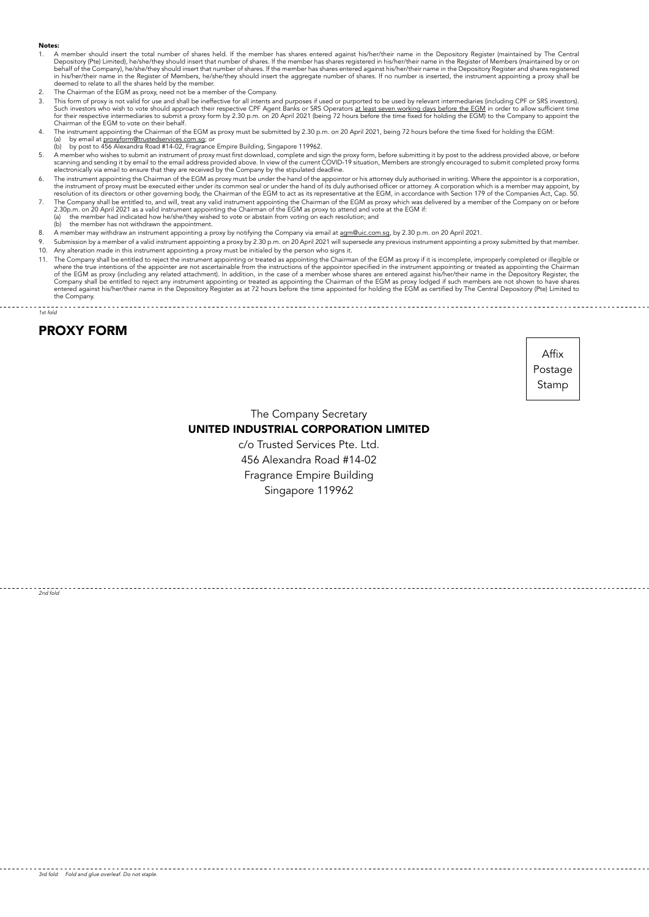**Notes:**

1. A member should insert the total number of shares held. If the member has shares entered against his/her/their name in the Depository Register (maintained by The Central Depository (Pte) Limited), he/she/they should insert that number of shares. If the member has shares registered in his/her/their name in the Register of Members (maintained by or on behalf of the Company), he/she/they should insert that number of shares. If the member has shares entered against his/her/their name in the Depository Register and shares registered in his/her/their name in the Register of Members, he/she/they should insert the aggregate number of shares. If no number is inserted, the instrument appointing a proxy shall be deemed to relate to all the shares held by the member.
2. The Chairman of the EGM as proxy, need not be a member of the Company.
3. This form of proxy is not valid for use and shall be ineffective for all intents and purposes if used or purported to be used by relevant intermediaries (including CPF or SRS investors). Such investors who wish to vote should approach their respective CPF Agent Banks or SRS Operators at least seven working days before the EGM in order to allow sufficient time for their respective intermediaries to submit a proxy form by 2.30 p.m. on 20 April 2021 (being 72 hours before the time fixed for holding the EGM) to the Company to appoint the Chairman of the EGM to vote on their behalf.
4. The instrument appointing the Chairman of the EGM as proxy must be submitted by 2.30 p.m. on 20 April 2021, being 72 hours before the time fixed for holding the EGM:
   (a) by email at proxyform@trustedservices.com.sg; or
   (b) by post to 456 Alexandra Road #14-02, Fragrance Empire Building, Singapore 119962.
5. A member who wishes to submit an instrument of proxy must first download, complete and sign the proxy form, before submitting it by post to the address provided above, or before scanning and sending it by email to the email address provided above. In view of the current COVID-19 situation, Members are strongly encouraged to submit completed proxy forms electronically via email to ensure that they are received by the Company by the stipulated deadline.
6. The instrument appointing the Chairman of the EGM as proxy must be under the hand of the appointor or his attorney duly authorised in writing. Where the appointor is a corporation, the instrument of proxy must be executed either under its common seal or under the hand of its duly authorised officer or attorney. A corporation which is a member may appoint, by resolution of its directors or other governing body, the Chairman of the EGM to act as its representative at the EGM, in accordance with Section 179 of the Companies Act, Cap. 50.
7. The Company shall be entitled to, and will, treat any valid instrument appointing the Chairman of the EGM as proxy which was delivered by a member of the Company on or before 2.30p.m. on 20 April 2021 as a valid instrument appointing the Chairman of the EGM as proxy to attend and vote at the EGM if:
   (a) the member had indicated how he/she/they wished to vote or abstain from voting on each resolution; and
   (b) the member has not withdrawn the appointment.
8. A member may withdraw an instrument appointing a proxy by notifying the Company via email at agm@uic.com.sg, by 2.30 p.m. on 20 April 2021.
9. Submission by a member of a valid instrument appointing a proxy by 2.30 p.m. on 20 April 2021 will supersede any previous instrument appointing a proxy submitted by that member.
10. Any alteration made in this instrument appointing a proxy must be initialed by the person who signs it.
11. The Company shall be entitled to reject the instrument appointing or treated as appointing the Chairman of the EGM as proxy if it is incomplete, improperly completed or illegible or where the true intentions of the appointer are not ascertainable from the instructions of the appointor specified in the instrument appointing or treated as appointing the Chairman of the EGM as proxy (including any related attachment). In addition, in the case of a member whose shares are entered against his/her/their name in the Depository Register, the Company shall be entitled to reject any instrument appointing or treated as appointing the Chairman of the EGM as proxy lodged if such members are not shown to have shares entered against his/her/their name in the Depository Register as at 72 hours before the time appointed for holding the EGM as certified by The Central Depository (Pte) Limited to the Company.

*1st fold*

## PROXY FORM

Affix
Postage
Stamp

The Company Secretary
**UNITED INDUSTRIAL CORPORATION LIMITED**
c/o Trusted Services Pte. Ltd.
456 Alexandra Road #14-02
Fragrance Empire Building
Singapore 119962

*2nd fold*

*3rd fold Fold and glue overleaf. Do not staple.*